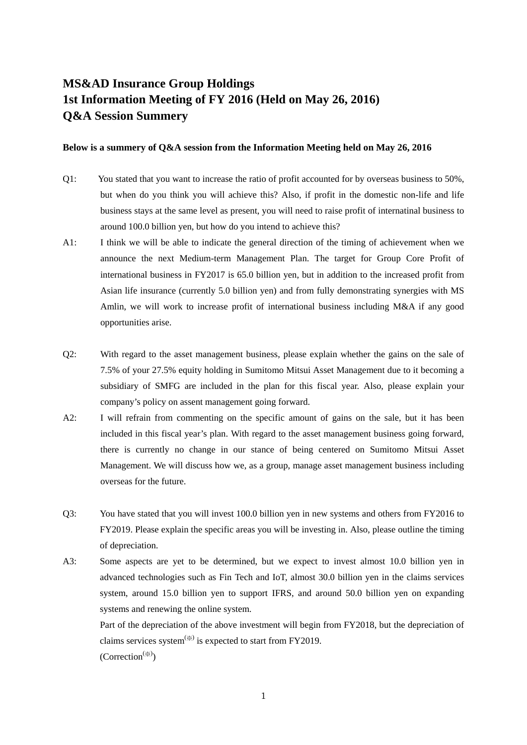# MS&AD Insurance Group Holdings
# 1st Information Meeting of FY 2016 (Held on May 26, 2016)
# Q&A Session Summery

**Below is a summery of Q&A session from the Information Meeting held on May 26, 2016**

Q1: You stated that you want to increase the ratio of profit accounted for by overseas business to 50%, but when do you think you will achieve this? Also, if profit in the domestic non-life and life business stays at the same level as present, you will need to raise profit of internatinal business to around 100.0 billion yen, but how do you intend to achieve this?

A1: I think we will be able to indicate the general direction of the timing of achievement when we announce the next Medium-term Management Plan. The target for Group Core Profit of international business in FY2017 is 65.0 billion yen, but in addition to the increased profit from Asian life insurance (currently 5.0 billion yen) and from fully demonstrating synergies with MS Amlin, we will work to increase profit of international business including M&A if any good opportunities arise.

Q2: With regard to the asset management business, please explain whether the gains on the sale of 7.5% of your 27.5% equity holding in Sumitomo Mitsui Asset Management due to it becoming a subsidiary of SMFG are included in the plan for this fiscal year. Also, please explain your company's policy on assent management going forward.

A2: I will refrain from commenting on the specific amount of gains on the sale, but it has been included in this fiscal year's plan. With regard to the asset management business going forward, there is currently no change in our stance of being centered on Sumitomo Mitsui Asset Management. We will discuss how we, as a group, manage asset management business including overseas for the future.

Q3: You have stated that you will invest 100.0 billion yen in new systems and others from FY2016 to FY2019. Please explain the specific areas you will be investing in. Also, please outline the timing of depreciation.

A3: Some aspects are yet to be determined, but we expect to invest almost 10.0 billion yen in advanced technologies such as Fin Tech and IoT, almost 30.0 billion yen in the claims services system, around 15.0 billion yen to support IFRS, and around 50.0 billion yen on expanding systems and renewing the online system.

Part of the depreciation of the above investment will begin from FY2018, but the depreciation of claims services system[※] is expected to start from FY2019.

(Correction[※])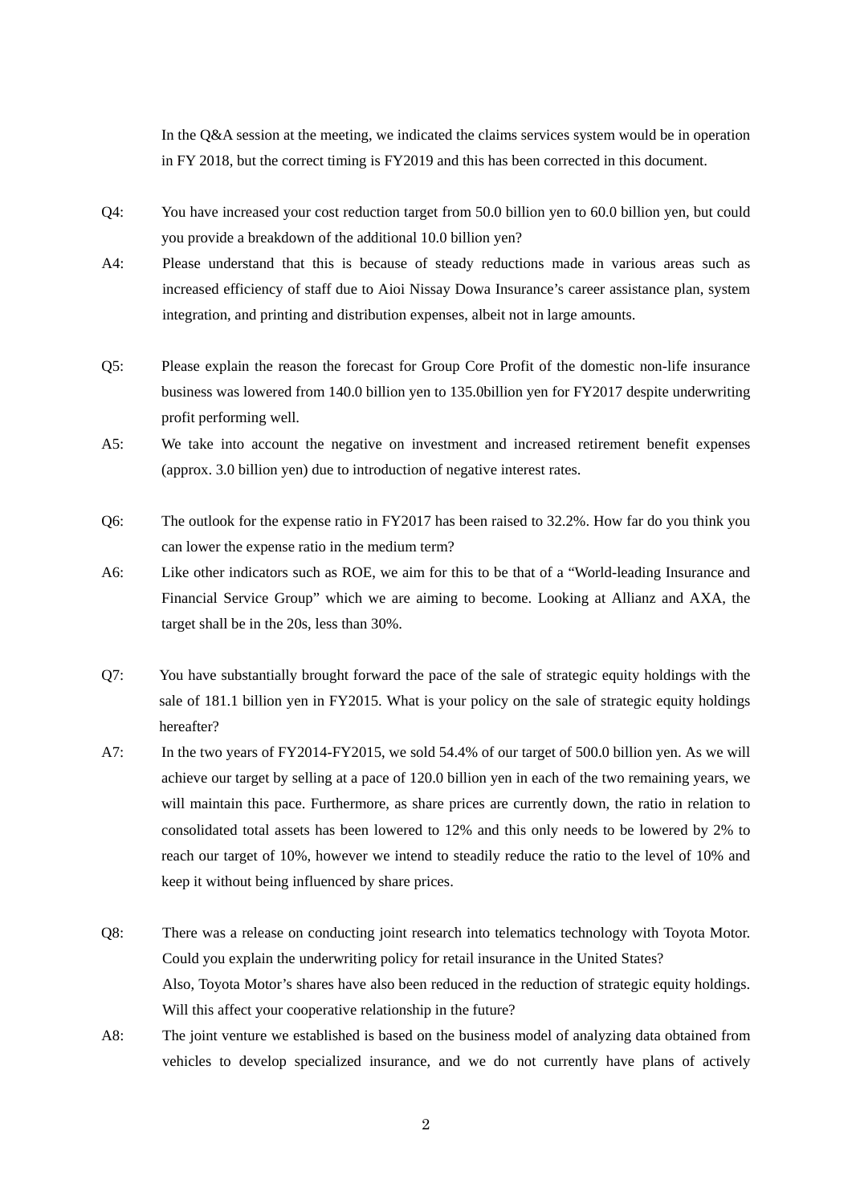In the Q&A session at the meeting, we indicated the claims services system would be in operation in FY 2018, but the correct timing is FY2019 and this has been corrected in this document.

Q4: You have increased your cost reduction target from 50.0 billion yen to 60.0 billion yen, but could you provide a breakdown of the additional 10.0 billion yen?

A4: Please understand that this is because of steady reductions made in various areas such as increased efficiency of staff due to Aioi Nissay Dowa Insurance's career assistance plan, system integration, and printing and distribution expenses, albeit not in large amounts.

Q5: Please explain the reason the forecast for Group Core Profit of the domestic non-life insurance business was lowered from 140.0 billion yen to 135.0billion yen for FY2017 despite underwriting profit performing well.

A5: We take into account the negative on investment and increased retirement benefit expenses (approx. 3.0 billion yen) due to introduction of negative interest rates.

Q6: The outlook for the expense ratio in FY2017 has been raised to 32.2%. How far do you think you can lower the expense ratio in the medium term?

A6: Like other indicators such as ROE, we aim for this to be that of a "World-leading Insurance and Financial Service Group" which we are aiming to become. Looking at Allianz and AXA, the target shall be in the 20s, less than 30%.

Q7: You have substantially brought forward the pace of the sale of strategic equity holdings with the sale of 181.1 billion yen in FY2015. What is your policy on the sale of strategic equity holdings hereafter?

A7: In the two years of FY2014-FY2015, we sold 54.4% of our target of 500.0 billion yen. As we will achieve our target by selling at a pace of 120.0 billion yen in each of the two remaining years, we will maintain this pace. Furthermore, as share prices are currently down, the ratio in relation to consolidated total assets has been lowered to 12% and this only needs to be lowered by 2% to reach our target of 10%, however we intend to steadily reduce the ratio to the level of 10% and keep it without being influenced by share prices.

Q8: There was a release on conducting joint research into telematics technology with Toyota Motor. Could you explain the underwriting policy for retail insurance in the United States?
Also, Toyota Motor's shares have also been reduced in the reduction of strategic equity holdings. Will this affect your cooperative relationship in the future?

A8: The joint venture we established is based on the business model of analyzing data obtained from vehicles to develop specialized insurance, and we do not currently have plans of actively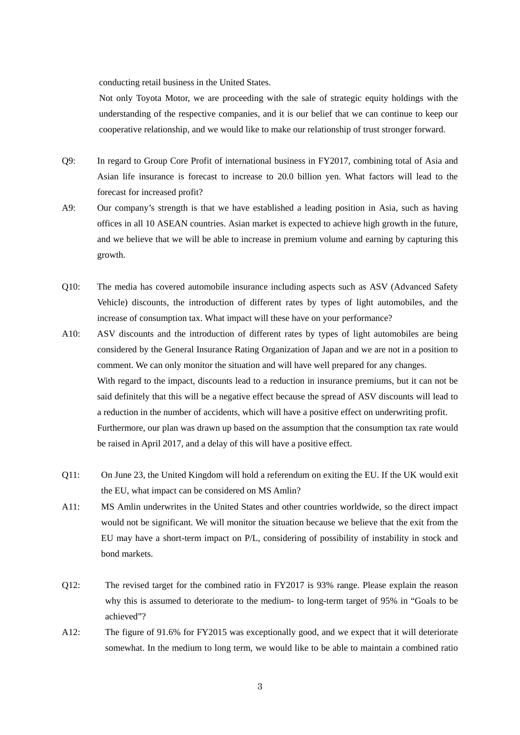conducting retail business in the United States.

Not only Toyota Motor, we are proceeding with the sale of strategic equity holdings with the understanding of the respective companies, and it is our belief that we can continue to keep our cooperative relationship, and we would like to make our relationship of trust stronger forward.

Q9: In regard to Group Core Profit of international business in FY2017, combining total of Asia and Asian life insurance is forecast to increase to 20.0 billion yen. What factors will lead to the forecast for increased profit?

A9: Our company's strength is that we have established a leading position in Asia, such as having offices in all 10 ASEAN countries. Asian market is expected to achieve high growth in the future, and we believe that we will be able to increase in premium volume and earning by capturing this growth.

Q10: The media has covered automobile insurance including aspects such as ASV (Advanced Safety Vehicle) discounts, the introduction of different rates by types of light automobiles, and the increase of consumption tax. What impact will these have on your performance?

A10: ASV discounts and the introduction of different rates by types of light automobiles are being considered by the General Insurance Rating Organization of Japan and we are not in a position to comment. We can only monitor the situation and will have well prepared for any changes.

With regard to the impact, discounts lead to a reduction in insurance premiums, but it can not be said definitely that this will be a negative effect because the spread of ASV discounts will lead to a reduction in the number of accidents, which will have a positive effect on underwriting profit.

Furthermore, our plan was drawn up based on the assumption that the consumption tax rate would be raised in April 2017, and a delay of this will have a positive effect.

Q11: On June 23, the United Kingdom will hold a referendum on exiting the EU. If the UK would exit the EU, what impact can be considered on MS Amlin?

A11: MS Amlin underwrites in the United States and other countries worldwide, so the direct impact would not be significant. We will monitor the situation because we believe that the exit from the EU may have a short-term impact on P/L, considering of possibility of instability in stock and bond markets.

Q12: The revised target for the combined ratio in FY2017 is 93% range. Please explain the reason why this is assumed to deteriorate to the medium- to long-term target of 95% in "Goals to be achieved"?

A12: The figure of 91.6% for FY2015 was exceptionally good, and we expect that it will deteriorate somewhat. In the medium to long term, we would like to be able to maintain a combined ratio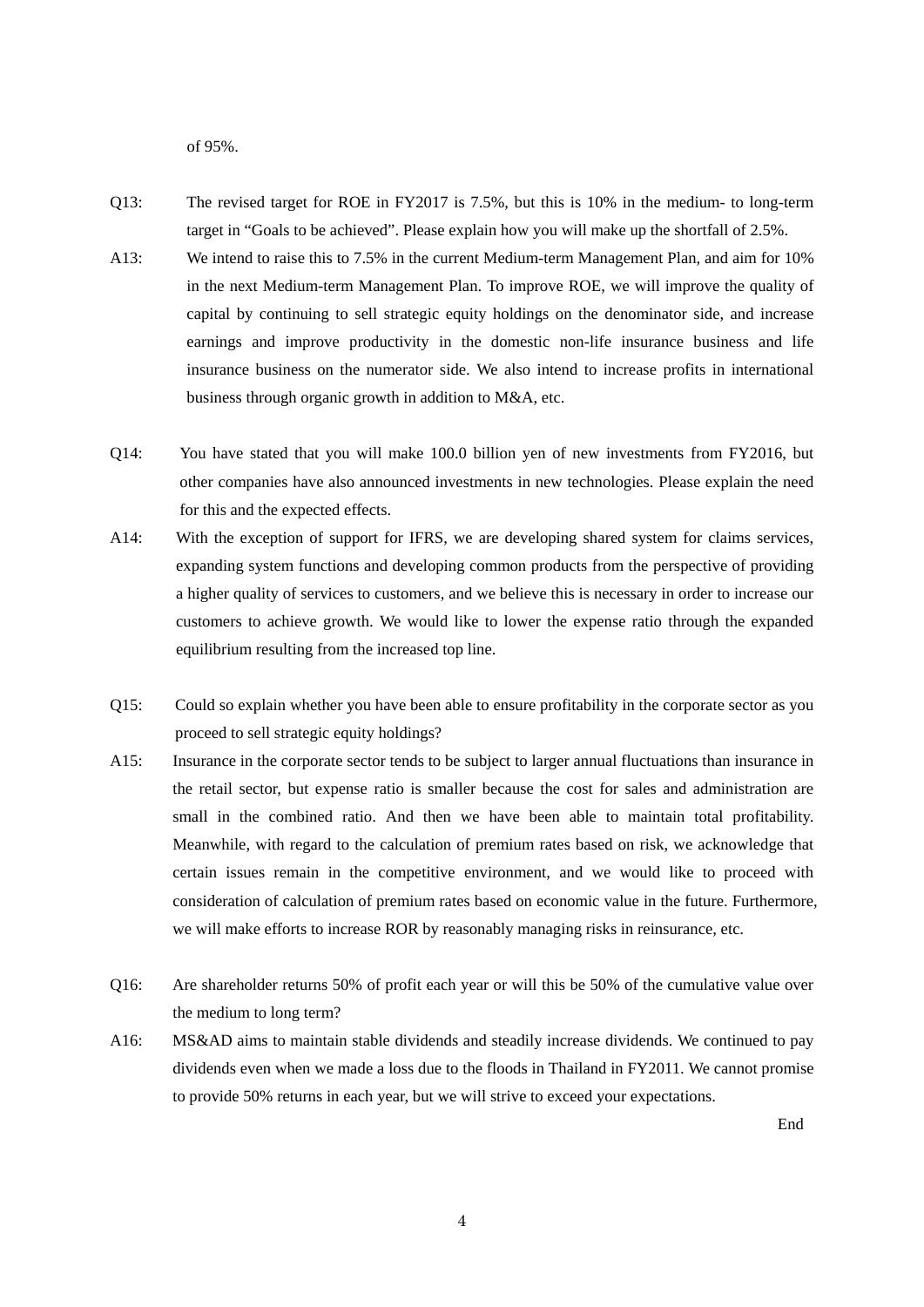of 95%.

Q13: The revised target for ROE in FY2017 is 7.5%, but this is 10% in the medium- to long-term target in "Goals to be achieved". Please explain how you will make up the shortfall of 2.5%.

A13: We intend to raise this to 7.5% in the current Medium-term Management Plan, and aim for 10% in the next Medium-term Management Plan. To improve ROE, we will improve the quality of capital by continuing to sell strategic equity holdings on the denominator side, and increase earnings and improve productivity in the domestic non-life insurance business and life insurance business on the numerator side. We also intend to increase profits in international business through organic growth in addition to M&A, etc.

Q14: You have stated that you will make 100.0 billion yen of new investments from FY2016, but other companies have also announced investments in new technologies. Please explain the need for this and the expected effects.

A14: With the exception of support for IFRS, we are developing shared system for claims services, expanding system functions and developing common products from the perspective of providing a higher quality of services to customers, and we believe this is necessary in order to increase our customers to achieve growth. We would like to lower the expense ratio through the expanded equilibrium resulting from the increased top line.

Q15: Could so explain whether you have been able to ensure profitability in the corporate sector as you proceed to sell strategic equity holdings?

A15: Insurance in the corporate sector tends to be subject to larger annual fluctuations than insurance in the retail sector, but expense ratio is smaller because the cost for sales and administration are small in the combined ratio. And then we have been able to maintain total profitability. Meanwhile, with regard to the calculation of premium rates based on risk, we acknowledge that certain issues remain in the competitive environment, and we would like to proceed with consideration of calculation of premium rates based on economic value in the future. Furthermore, we will make efforts to increase ROR by reasonably managing risks in reinsurance, etc.

Q16: Are shareholder returns 50% of profit each year or will this be 50% of the cumulative value over the medium to long term?

A16: MS&AD aims to maintain stable dividends and steadily increase dividends. We continued to pay dividends even when we made a loss due to the floods in Thailand in FY2011. We cannot promise to provide 50% returns in each year, but we will strive to exceed your expectations.

End